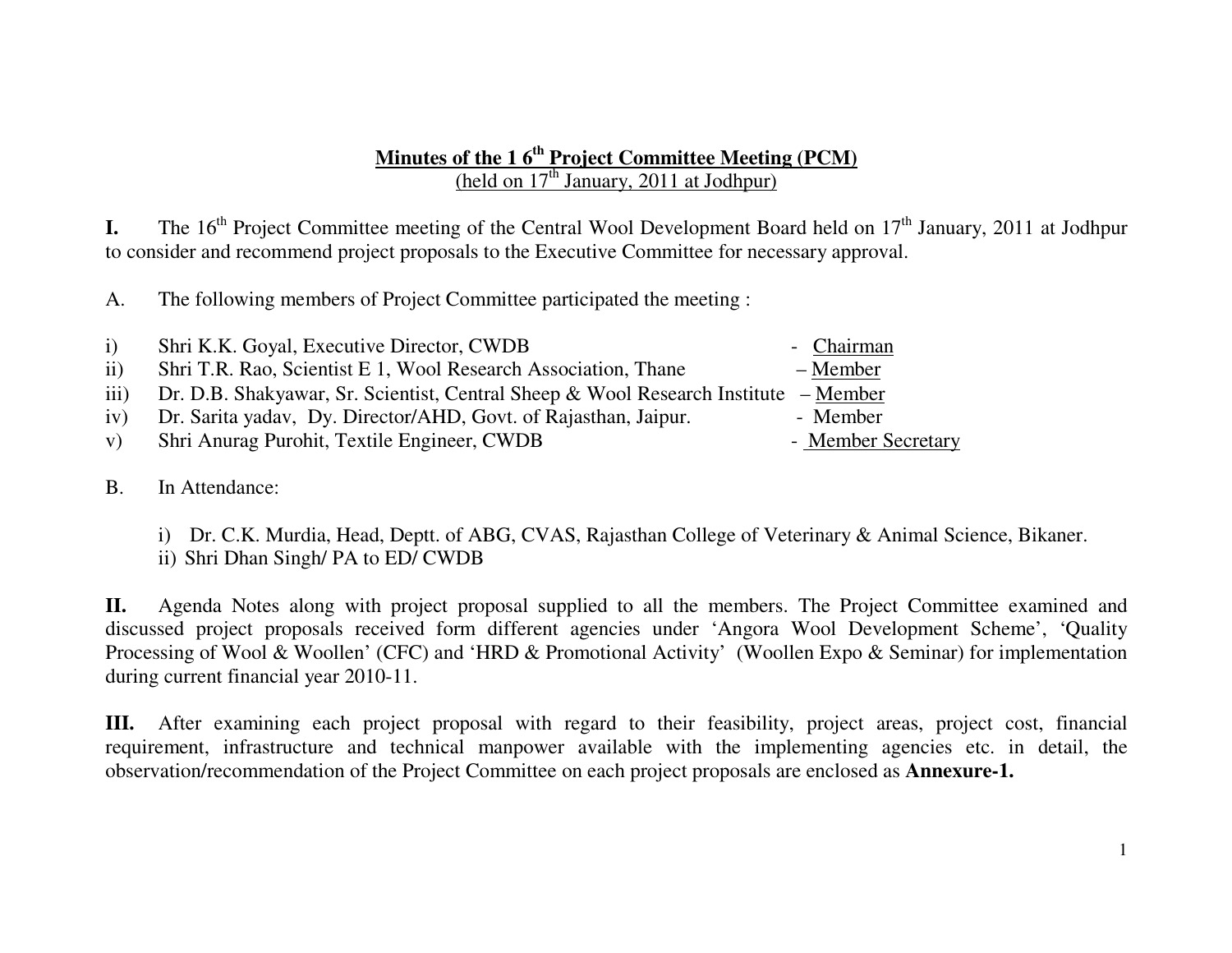# Minutes of the 1 6th Project Committee Meeting (PCM)

(held on 17th January, 2011 at Jodhpur)

**I.** The 16th Project Committee meeting of the Central Wool Development Board held on 17th January, 2011 at Jodhpur to consider and recommend project proposals to the Executive Committee for necessary approval.

A. The following members of Project Committee participated the meeting :

i) Shri K.K. Goyal, Executive Director, CWDB - Chairman
ii) Shri T.R. Rao, Scientist E 1, Wool Research Association, Thane – Member
iii) Dr. D.B. Shakyawar, Sr. Scientist, Central Sheep & Wool Research Institute – Member
iv) Dr. Sarita yadav, Dy. Director/AHD, Govt. of Rajasthan, Jaipur. - Member
v) Shri Anurag Purohit, Textile Engineer, CWDB - Member Secretary

B. In Attendance:

i) Dr. C.K. Murdia, Head, Deptt. of ABG, CVAS, Rajasthan College of Veterinary & Animal Science, Bikaner.
ii) Shri Dhan Singh/ PA to ED/ CWDB

**II.** Agenda Notes along with project proposal supplied to all the members. The Project Committee examined and discussed project proposals received form different agencies under 'Angora Wool Development Scheme', 'Quality Processing of Wool & Woollen' (CFC) and 'HRD & Promotional Activity' (Woollen Expo & Seminar) for implementation during current financial year 2010-11.

**III.** After examining each project proposal with regard to their feasibility, project areas, project cost, financial requirement, infrastructure and technical manpower available with the implementing agencies etc. in detail, the observation/recommendation of the Project Committee on each project proposals are enclosed as **Annexure-1.**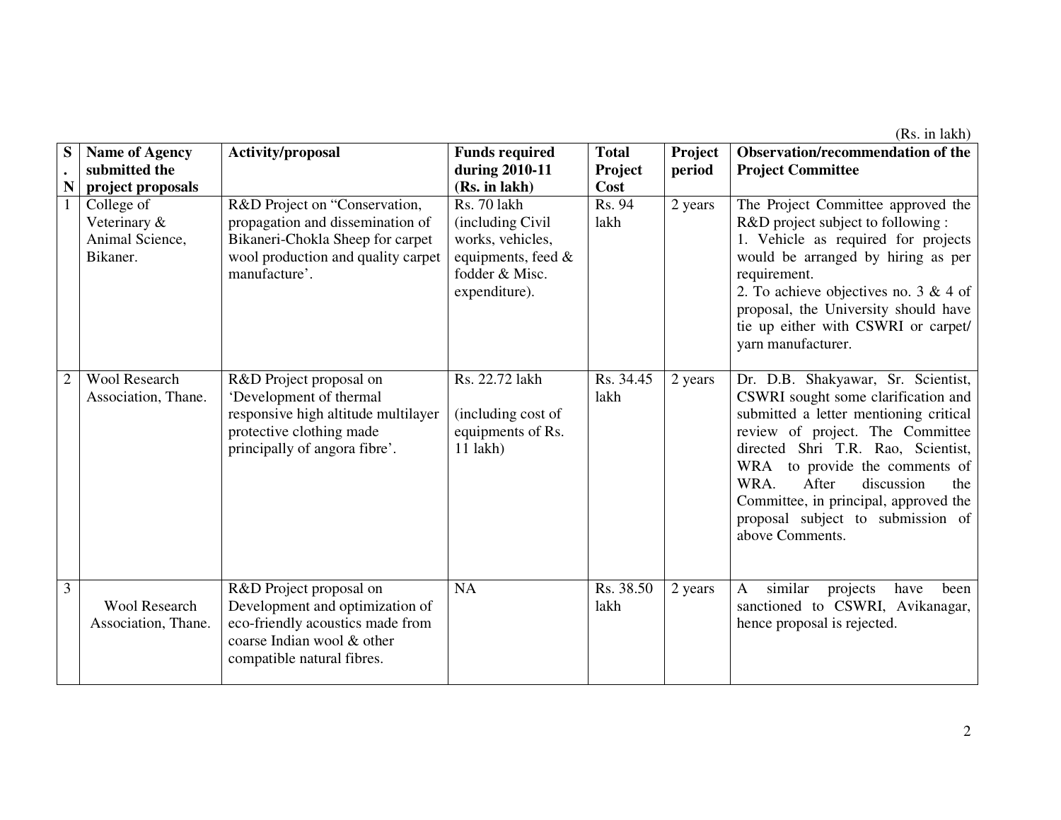(Rs. in lakh)

| S. N | Name of Agency submitted the project proposals | Activity/proposal | Funds required during 2010-11 (Rs. in lakh) | Total Project Cost | Project period | Observation/recommendation of the Project Committee |
|---|---|---|---|---|---|---|
| 1 | College of Veterinary & Animal Science, Bikaner. | R&D Project on "Conservation, propagation and dissemination of Bikaneri-Chokla Sheep for carpet wool production and quality carpet manufacture'. | Rs. 70 lakh (including Civil works, vehicles, equipments, feed & fodder & Misc. expenditure). | Rs. 94 lakh | 2 years | The Project Committee approved the R&D project subject to following :<br>1. Vehicle as required for projects would be arranged by hiring as per requirement.<br>2. To achieve objectives no. 3 & 4 of proposal, the University should have tie up either with CSWRI or carpet/ yarn manufacturer. |
| 2 | Wool Research Association, Thane. | R&D Project proposal on 'Development of thermal responsive high altitude multilayer protective clothing made principally of angora fibre'. | Rs. 22.72 lakh<br><br>(including cost of equipments of Rs. 11 lakh) | Rs. 34.45 lakh | 2 years | Dr. D.B. Shakyawar, Sr. Scientist, CSWRI sought some clarification and submitted a letter mentioning critical review of project. The Committee directed Shri T.R. Rao, Scientist, WRA to provide the comments of WRA. After discussion the Committee, in principal, approved the proposal subject to submission of above Comments. |
| 3 | Wool Research Association, Thane. | R&D Project proposal on Development and optimization of eco-friendly acoustics made from coarse Indian wool & other compatible natural fibres. | NA | Rs. 38.50 lakh | 2 years | A similar projects have been sanctioned to CSWRI, Avikanagar, hence proposal is rejected. |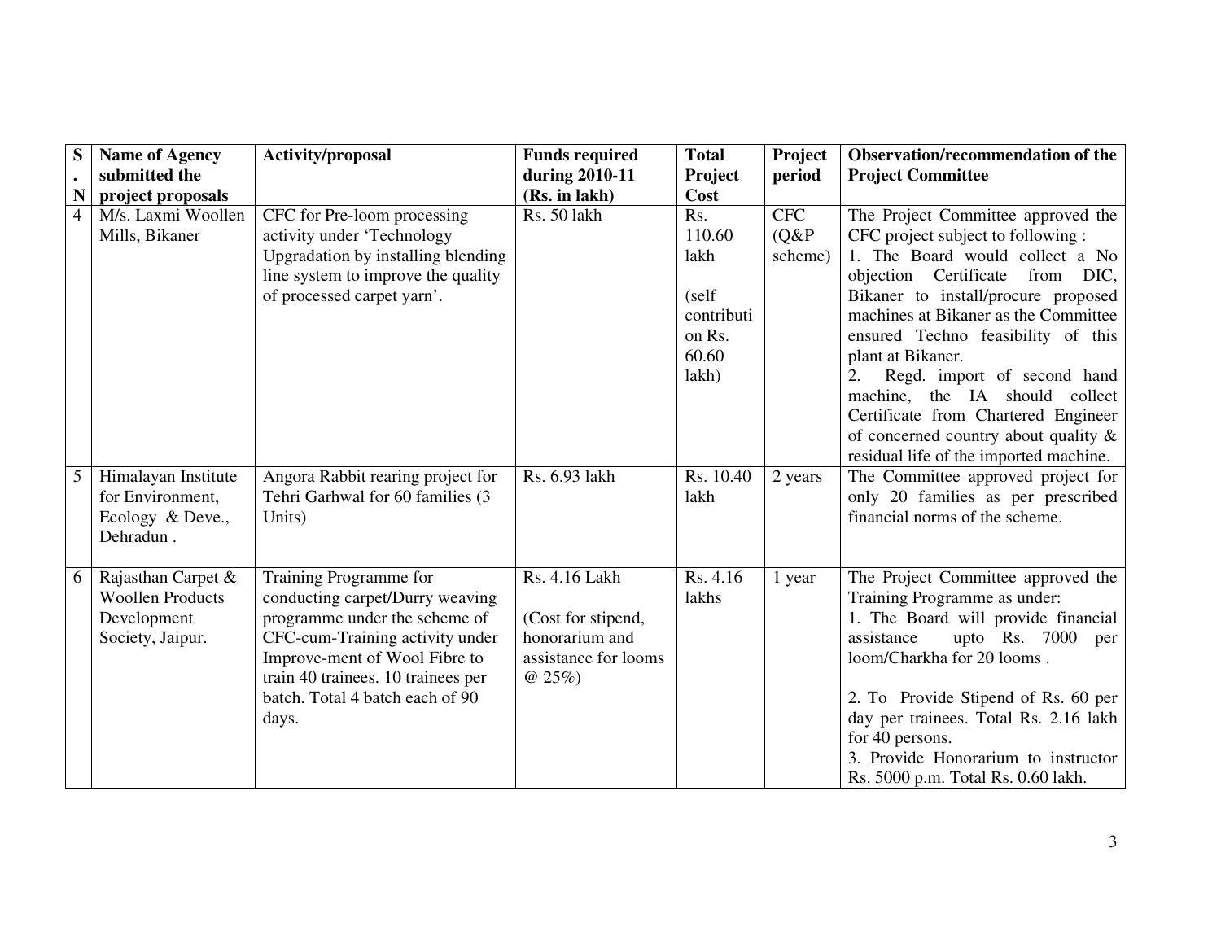| S.N | Name of Agency submitted the project proposals | Activity/proposal | Funds required during 2010-11 (Rs. in lakh) | Total Project Cost | Project period | Observation/recommendation of the Project Committee |
|---|---|---|---|---|---|---|
| 4 | M/s. Laxmi Woollen Mills, Bikaner | CFC for Pre-loom processing activity under 'Technology Upgradation by installing blending line system to improve the quality of processed carpet yarn'. | Rs. 50 lakh | Rs. 110.60 lakh<br><br>(self contribution Rs. 60.60 lakh) | CFC (Q&P scheme) | The Project Committee approved the CFC project subject to following :<br>1. The Board would collect a No objection Certificate from DIC, Bikaner to install/procure proposed machines at Bikaner as the Committee ensured Techno feasibility of this plant at Bikaner.<br>2. Regd. import of second hand machine, the IA should collect Certificate from Chartered Engineer of concerned country about quality & residual life of the imported machine. |
| 5 | Himalayan Institute for Environment, Ecology & Deve., Dehradun . | Angora Rabbit rearing project for Tehri Garhwal for 60 families (3 Units) | Rs. 6.93 lakh | Rs. 10.40 lakh | 2 years | The Committee approved project for only 20 families as per prescribed financial norms of the scheme. |
| 6 | Rajasthan Carpet & Woollen Products Development Society, Jaipur. | Training Programme for conducting carpet/Durry weaving programme under the scheme of CFC-cum-Training activity under Improve-ment of Wool Fibre to train 40 trainees. 10 trainees per batch. Total 4 batch each of 90 days. | Rs. 4.16 Lakh<br><br>(Cost for stipend, honorarium and assistance for looms @ 25%) | Rs. 4.16 lakhs | 1 year | The Project Committee approved the Training Programme as under:<br>1. The Board will provide financial assistance upto Rs. 7000 per loom/Charkha for 20 looms .<br><br>2. To Provide Stipend of Rs. 60 per day per trainees. Total Rs. 2.16 lakh for 40 persons.<br>3. Provide Honorarium to instructor Rs. 5000 p.m. Total Rs. 0.60 lakh. |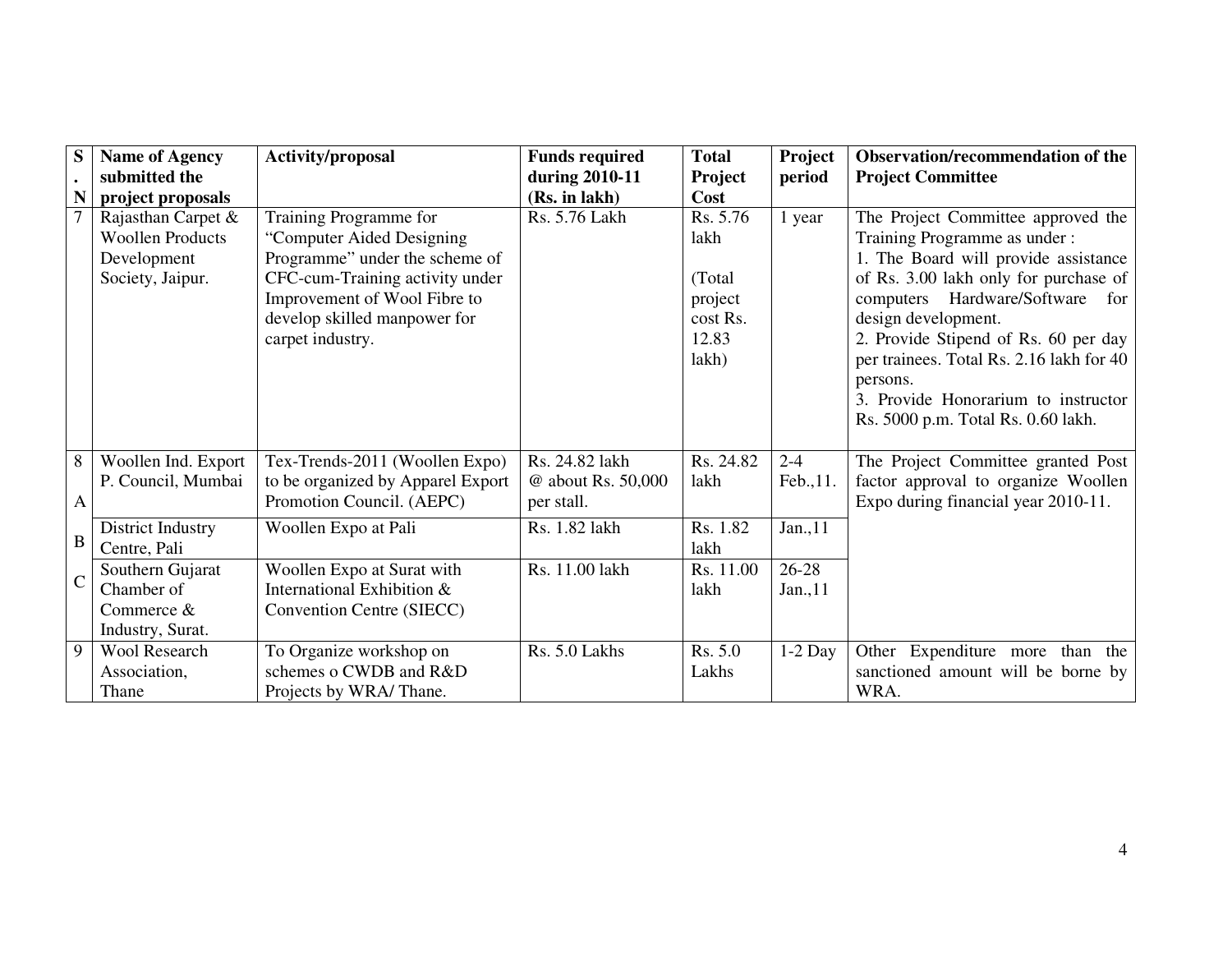| S. N | Name of Agency submitted the project proposals | Activity/proposal | Funds required during 2010-11 (Rs. in lakh) | Total Project Cost | Project period | Observation/recommendation of the Project Committee |
|---|---|---|---|---|---|---|
| 7 | Rajasthan Carpet & Woollen Products Development Society, Jaipur. | Training Programme for "Computer Aided Designing Programme" under the scheme of CFC-cum-Training activity under Improvement of Wool Fibre to develop skilled manpower for carpet industry. | Rs. 5.76 Lakh | Rs. 5.76 lakh (Total project cost Rs. 12.83 lakh) | 1 year | The Project Committee approved the Training Programme as under : 1. The Board will provide assistance of Rs. 3.00 lakh only for purchase of computers Hardware/Software for design development. 2. Provide Stipend of Rs. 60 per day per trainees. Total Rs. 2.16 lakh for 40 persons. 3. Provide Honorarium to instructor Rs. 5000 p.m. Total Rs. 0.60 lakh. |
| 8 A | Woollen Ind. Export P. Council, Mumbai | Tex-Trends-2011 (Woollen Expo) to be organized by Apparel Export Promotion Council. (AEPC) | Rs. 24.82 lakh @ about Rs. 50,000 per stall. | Rs. 24.82 lakh | 2-4 Feb.,11. | The Project Committee granted Post factor approval to organize Woollen Expo during financial year 2010-11. |
| B | District Industry Centre, Pali | Woollen Expo at Pali | Rs. 1.82 lakh | Rs. 1.82 lakh | Jan.,11 | |
| C | Southern Gujarat Chamber of Commerce & Industry, Surat. | Woollen Expo at Surat with International Exhibition & Convention Centre (SIECC) | Rs. 11.00 lakh | Rs. 11.00 lakh | 26-28 Jan.,11 | |
| 9 | Wool Research Association, Thane | To Organize workshop on schemes o CWDB and R&D Projects by WRA/ Thane. | Rs. 5.0 Lakhs | Rs. 5.0 Lakhs | 1-2 Day | Other Expenditure more than the sanctioned amount will be borne by WRA. |